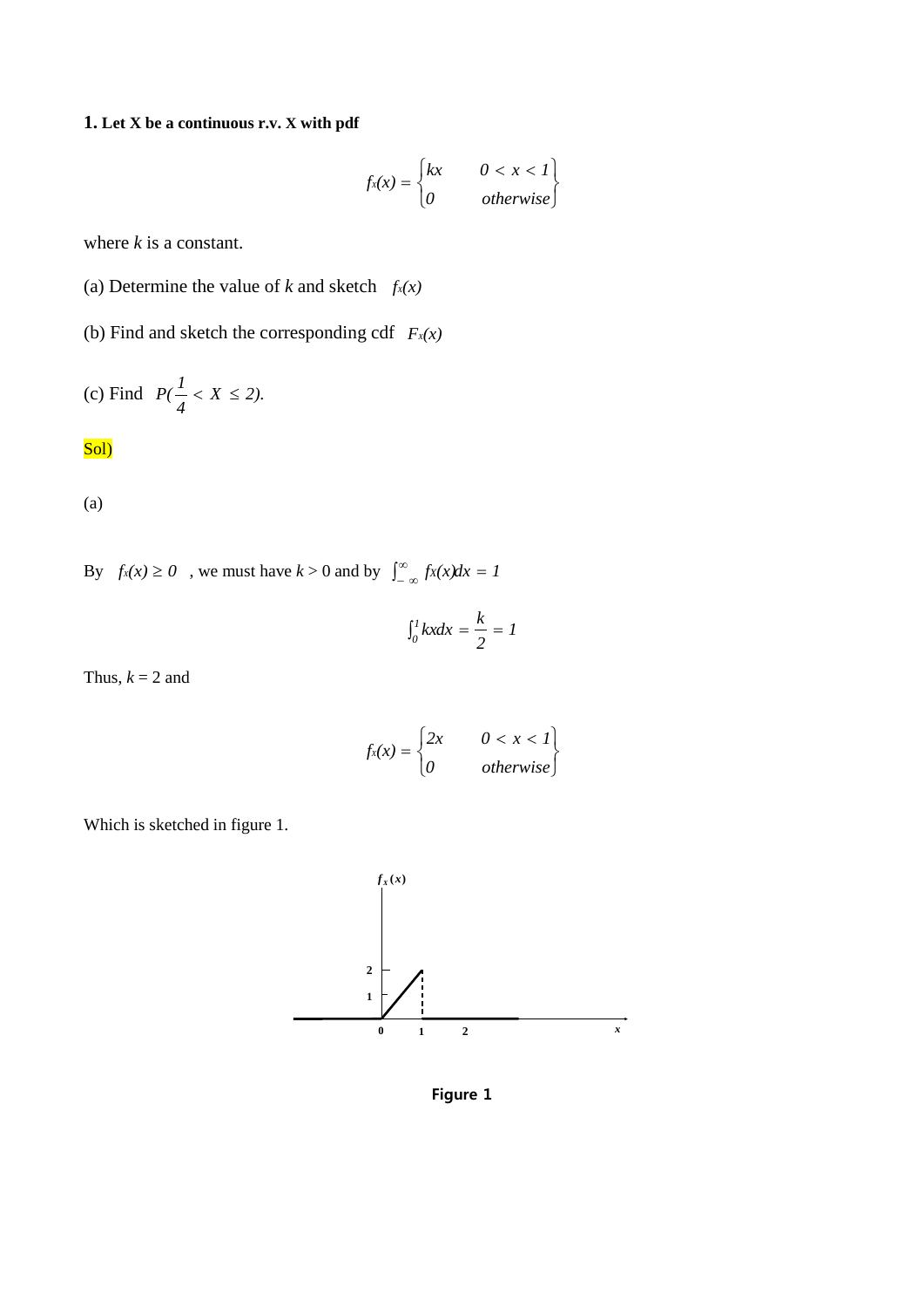**1. Let X be a continuous r.v. X with pdf**

$$f_X(x) = \begin{cases} kx & 0 < x < 1 \\ 0 & otherwise \end{cases}$$

where $k$ is a constant.

(a) Determine the value of $k$ and sketch $f_X(x)$

(b) Find and sketch the corresponding cdf $F_X(x)$

(c) Find $P(\frac{1}{4} < X \leq 2)$.

Sol)

(a)

By $f_X(x) \geq 0$ , we must have $k > 0$ and by $\int_{-\infty}^{\infty} f_X(x)dx = 1$

$$\int_0^1 kxdx = \frac{k}{2} = 1$$

Thus, $k = 2$ and

$$f_X(x) = \begin{cases} 2x & 0 < x < 1 \\ 0 & otherwise \end{cases}$$

Which is sketched in figure 1.

**Figure 1**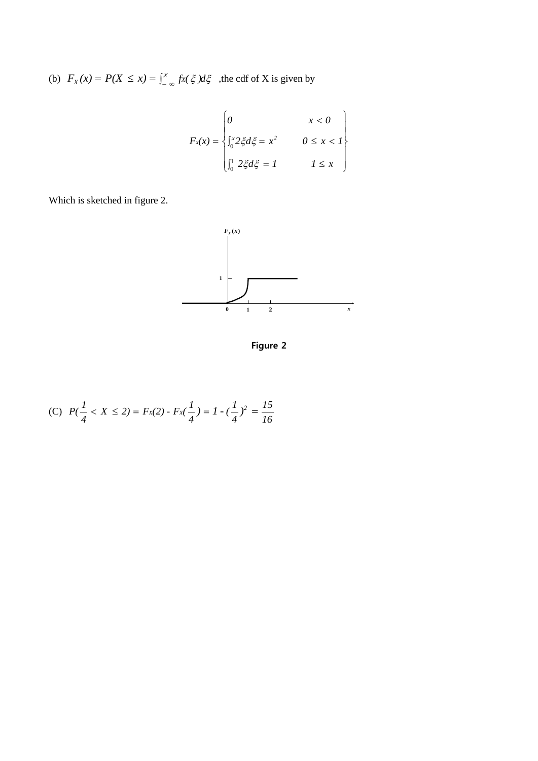(b) $F_X(x) = P(X \leq x) = \int_{-\infty}^{x} f_X(\xi)d\xi$ ,the cdf of X is given by

$$F_X(x) = \begin{cases} 0 & x < 0 \\ \int_0^x 2\xi d\xi = x^2 & 0 \leq x < 1 \\ \int_0^1 2\xi d\xi = 1 & 1 \leq x \end{cases}$$

Which is sketched in figure 2.

Figure 2

(C) $P(\frac{1}{4} < X \leq 2) = F_X(2) - F_X(\frac{1}{4}) = 1 - (\frac{1}{4})^2 = \frac{15}{16}$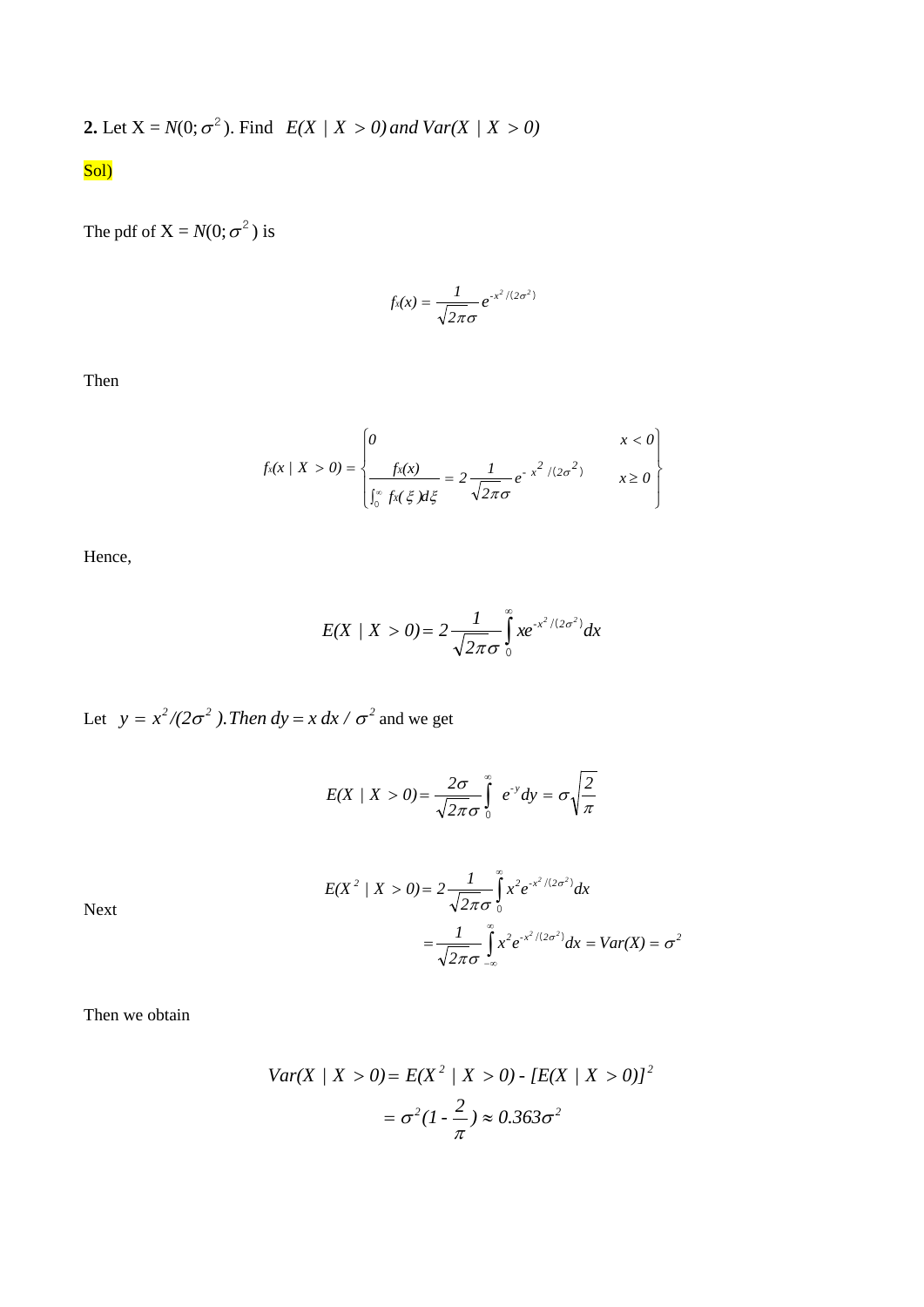**2.** Let X = $N(0;\sigma^2)$. Find $E(X \mid X > 0)$ *and* $Var(X \mid X > 0)$

Sol)

The pdf of X = $N(0;\sigma^2)$ is

$$f_X(x) = \frac{1}{\sqrt{2\pi}\sigma} e^{-x^2/(2\sigma^2)}$$

Then

$$f_X(x \mid X > 0) = \begin{cases} 0 & x < 0 \\ \dfrac{f_X(x)}{\int_0^\infty f_X(\xi)d\xi} = 2\dfrac{1}{\sqrt{2\pi}\sigma} e^{-x^2/(2\sigma^2)} & x \geq 0 \end{cases}$$

Hence,

$$E(X \mid X > 0) = 2\frac{1}{\sqrt{2\pi}\sigma}\int_0^\infty x e^{-x^2/(2\sigma^2)} dx$$

Let $y = x^2/(2\sigma^2)$. *Then* $dy = x\,dx / \sigma^2$ and we get

$$E(X \mid X > 0) = \frac{2\sigma}{\sqrt{2\pi}\sigma}\int_0^\infty e^{-y} dy = \sigma\sqrt{\frac{2}{\pi}}$$

Next

$$\begin{aligned} E(X^2 \mid X > 0) &= 2\frac{1}{\sqrt{2\pi}\sigma}\int_0^\infty x^2 e^{-x^2/(2\sigma^2)} dx \\ &= \frac{1}{\sqrt{2\pi}\sigma}\int_{-\infty}^\infty x^2 e^{-x^2/(2\sigma^2)} dx = Var(X) = \sigma^2 \end{aligned}$$

Then we obtain

$$\begin{aligned} Var(X \mid X > 0) &= E(X^2 \mid X > 0) - [E(X \mid X > 0)]^2 \\ &= \sigma^2(1 - \frac{2}{\pi}) \approx 0.363\sigma^2 \end{aligned}$$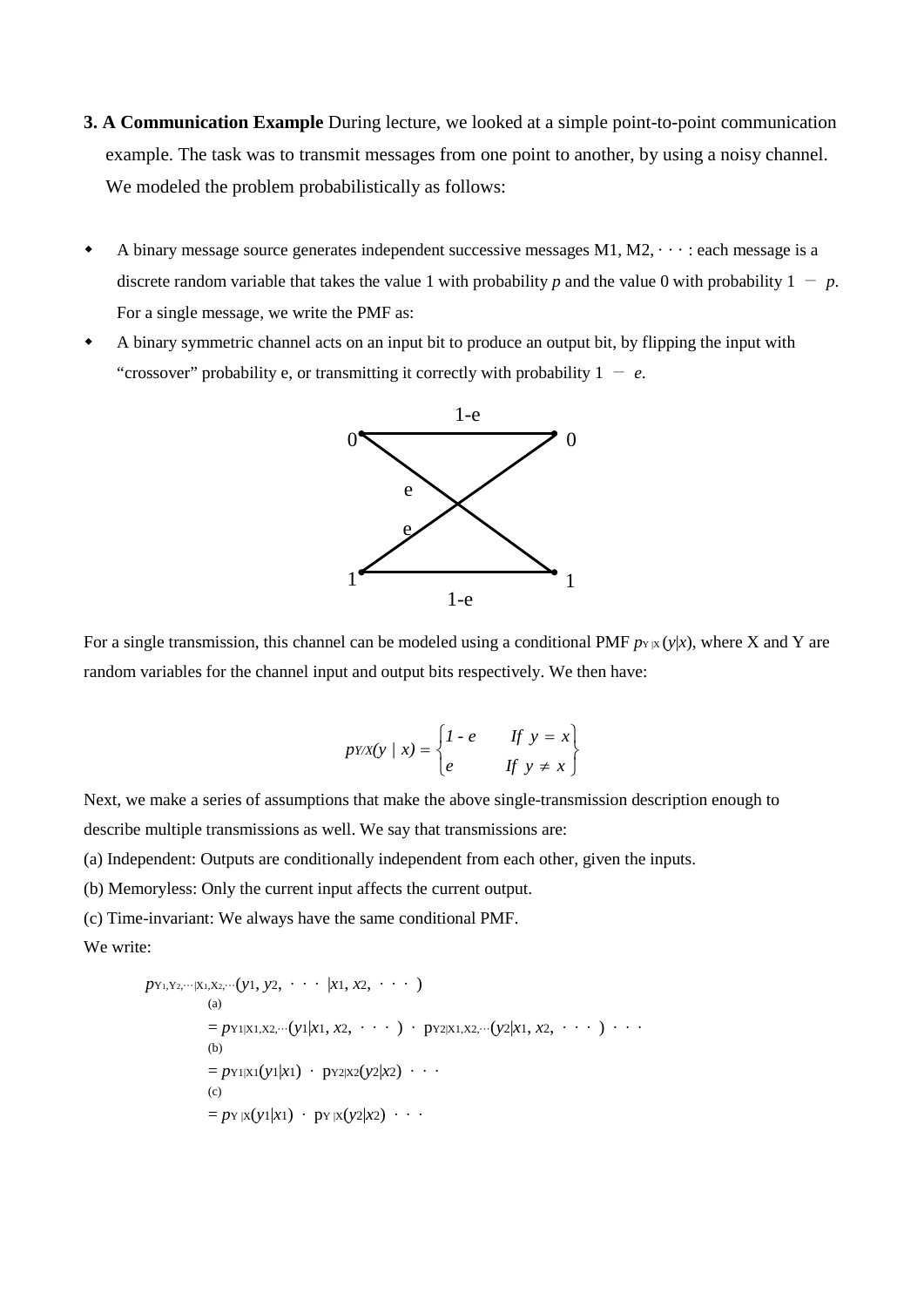**3. A Communication Example** During lecture, we looked at a simple point-to-point communication example. The task was to transmit messages from one point to another, by using a noisy channel. We modeled the problem probabilistically as follows:

- A binary message source generates independent successive messages $M_1, M_2, \cdots$ : each message is a discrete random variable that takes the value 1 with probability $p$ and the value 0 with probability $1 - p$. For a single message, we write the PMF as:
- A binary symmetric channel acts on an input bit to produce an output bit, by flipping the input with "crossover" probability e, or transmitting it correctly with probability $1 - e$.

For a single transmission, this channel can be modeled using a conditional PMF $p_{Y|X}(y|x)$, where X and Y are random variables for the channel input and output bits respectively. We then have:

$$p_{Y/X}(y \mid x) = \begin{cases} 1 - e & \text{If } y = x \\ e & \text{If } y \neq x \end{cases}$$

Next, we make a series of assumptions that make the above single-transmission description enough to describe multiple transmissions as well. We say that transmissions are:

(a) Independent: Outputs are conditionally independent from each other, given the inputs.

(b) Memoryless: Only the current input affects the current output.

(c) Time-invariant: We always have the same conditional PMF.

We write:

$$\begin{aligned}
& p_{Y_1,Y_2,\cdots|X_1,X_2,\cdots}(y_1, y_2, \cdots | x_1, x_2, \cdots) \\
& \overset{(a)}{=} p_{Y_1|X_1,X_2,\cdots}(y_1|x_1, x_2, \cdots) \cdot p_{Y_2|X_1,X_2,\cdots}(y_2|x_1, x_2, \cdots) \cdots \\
& \overset{(b)}{=} p_{Y_1|X_1}(y_1|x_1) \cdot p_{Y_2|X_2}(y_2|x_2) \cdots \\
& \overset{(c)}{=} p_{Y|X}(y_1|x_1) \cdot p_{Y|X}(y_2|x_2) \cdots
\end{aligned}$$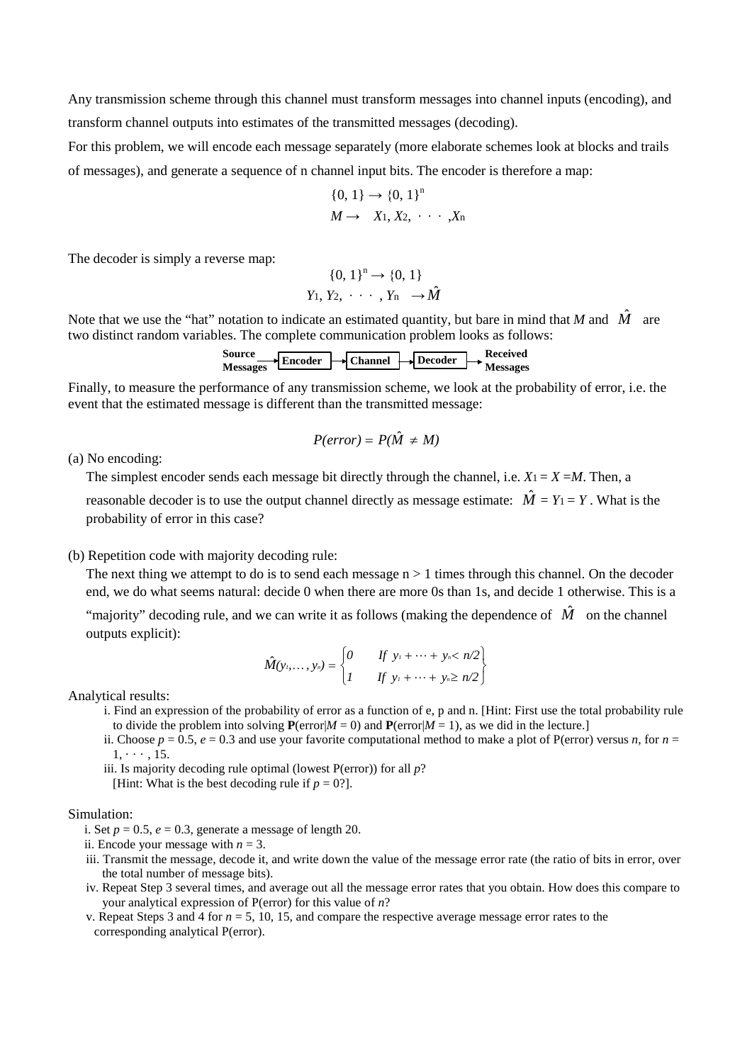Any transmission scheme through this channel must transform messages into channel inputs (encoding), and transform channel outputs into estimates of the transmitted messages (decoding).

For this problem, we will encode each message separately (more elaborate schemes look at blocks and trails of messages), and generate a sequence of n channel input bits. The encoder is therefore a map:

$$\{0, 1\} \rightarrow \{0, 1\}^n$$
$$M \rightarrow \quad X_1, X_2, \cdots, X_n$$

The decoder is simply a reverse map:

$$\{0, 1\}^n \rightarrow \{0, 1\}$$
$$Y_1, Y_2, \cdots, Y_n \rightarrow \hat{M}$$

Note that we use the "hat" notation to indicate an estimated quantity, but bare in mind that $M$ and $\hat{M}$ are two distinct random variables. The complete communication problem looks as follows:

**Source Messages** → **Encoder** → **Channel** → **Decoder** → **Received Messages**

Finally, to measure the performance of any transmission scheme, we look at the probability of error, i.e. the event that the estimated message is different than the transmitted message:

$$P(error) = P(\hat{M} \neq M)$$

(a) No encoding:

The simplest encoder sends each message bit directly through the channel, i.e. $X_1 = X = M$. Then, a reasonable decoder is to use the output channel directly as message estimate: $\hat{M} = Y_1 = Y$. What is the probability of error in this case?

(b) Repetition code with majority decoding rule:

The next thing we attempt to do is to send each message n > 1 times through this channel. On the decoder end, we do what seems natural: decide 0 when there are more 0s than 1s, and decide 1 otherwise. This is a "majority" decoding rule, and we can write it as follows (making the dependence of $\hat{M}$ on the channel outputs explicit):

$$\hat{M}(y_1,\ldots,y_n) = \begin{cases} 0 & \text{If } y_1 + \cdots + y_n < n/2 \\ 1 & \text{If } y_1 + \cdots + y_n \geq n/2 \end{cases}$$

Analytical results:

i. Find an expression of the probability of error as a function of e, p and n. [Hint: First use the total probability rule to divide the problem into solving **P**(error|$M$ = 0) and **P**(error|$M$ = 1), as we did in the lecture.]

ii. Choose $p = 0.5$, $e = 0.3$ and use your favorite computational method to make a plot of P(error) versus $n$, for $n = 1, \cdots, 15$.

iii. Is majority decoding rule optimal (lowest P(error)) for all $p$?
[Hint: What is the best decoding rule if $p = 0$?].

Simulation:

i. Set $p = 0.5$, $e = 0.3$, generate a message of length 20.

ii. Encode your message with $n = 3$.

iii. Transmit the message, decode it, and write down the value of the message error rate (the ratio of bits in error, over the total number of message bits).

iv. Repeat Step 3 several times, and average out all the message error rates that you obtain. How does this compare to your analytical expression of P(error) for this value of $n$?

v. Repeat Steps 3 and 4 for $n = 5, 10, 15$, and compare the respective average message error rates to the corresponding analytical P(error).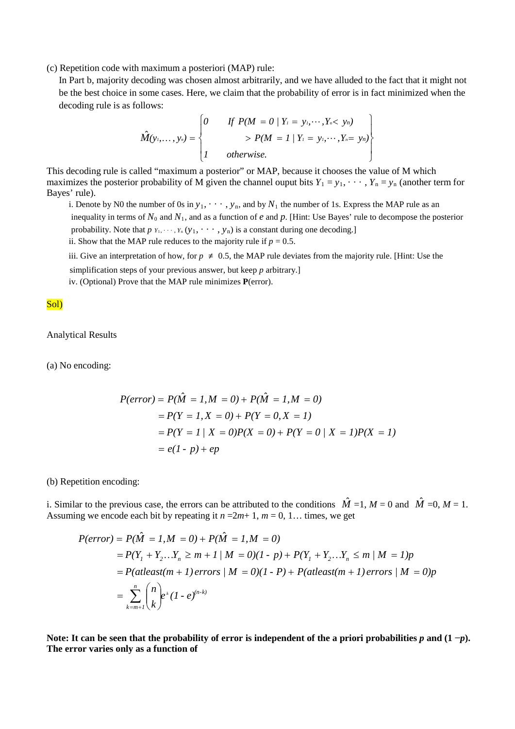(c) Repetition code with maximum a posteriori (MAP) rule:

In Part b, majority decoding was chosen almost arbitrarily, and we have alluded to the fact that it might not be the best choice in some cases. Here, we claim that the probability of error is in fact minimized when the decoding rule is as follows:

$$\hat{M}(y_1,\ldots,y_n) = \begin{cases} 0 & \text{If } P(M = 0 \mid Y_1 = y_1,\cdots,Y_n < y_n) \\ & \quad > P(M = 1 \mid Y_1 = y_1,\cdots,Y_n = y_n) \\ 1 & \text{otherwise.} \end{cases}$$

This decoding rule is called "maximum a posterior" or MAP, because it chooses the value of M which maximizes the posterior probability of M given the channel ouput bits $Y_1 = y_1, \cdots, Y_n = y_n$ (another term for Bayes' rule).

i. Denote by N0 the number of 0s in $y_1, \cdots, y_n$, and by $N_1$ the number of 1s. Express the MAP rule as an inequality in terms of $N_0$ and $N_1$, and as a function of $e$ and $p$. [Hint: Use Bayes' rule to decompose the posterior probability. Note that $p_{Y_1,\cdots,Y_n}(y_1, \cdots, y_n)$ is a constant during one decoding.]

ii. Show that the MAP rule reduces to the majority rule if $p = 0.5$.

iii. Give an interpretation of how, for $p \neq 0.5$, the MAP rule deviates from the majority rule. [Hint: Use the simplification steps of your previous answer, but keep $p$ arbitrary.]

iv. (Optional) Prove that the MAP rule minimizes **P**(error).

Sol)

Analytical Results

(a) No encoding:

$$\begin{aligned} P(error) &= P(\hat{M} = 1, M = 0) + P(\hat{M} = 1, M = 0) \\ &= P(Y = 1, X = 0) + P(Y = 0, X = 1) \\ &= P(Y = 1 \mid X = 0)P(X = 0) + P(Y = 0 \mid X = 1)P(X = 1) \\ &= e(1 - p) + ep \end{aligned}$$

(b) Repetition encoding:

i. Similar to the previous case, the errors can be attributed to the conditions $\hat{M} = 1, M = 0$ and $\hat{M} = 0, M = 1$. Assuming we encode each bit by repeating it $n = 2m + 1$, $m = 0, 1\ldots$ times, we get

$$\begin{aligned} P(error) &= P(\hat{M} = 1, M = 0) + P(\hat{M} = 1, M = 0) \\ &= P(Y_1 + Y_2 \ldots Y_n \geq m + 1 \mid M = 0)(1 - p) + P(Y_1 + Y_2 \ldots Y_n \leq m \mid M = 1)p \\ &= P(atleast(m + 1)\, errors \mid M = 0)(1 - P) + P(atleast(m + 1)\, errors \mid M = 0)p \\ &= \sum_{k=m+1}^{n} \binom{n}{k} e^k (1 - e)^{(n-k)} \end{aligned}$$

**Note: It can be seen that the probability of error is independent of the a priori probabilities $p$ and $(1 - p)$. The error varies only as a function of**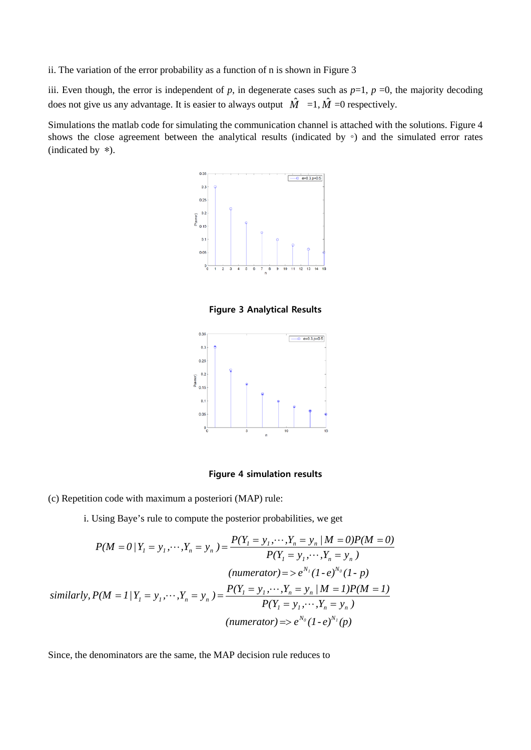ii. The variation of the error probability as a function of n is shown in Figure 3

iii. Even though, the error is independent of $p$, in degenerate cases such as $p$=1, $p$ =0, the majority decoding does not give us any advantage. It is easier to always output $\hat{M}$ =1, $\hat{M}$ =0 respectively.

Simulations the matlab code for simulating the communication channel is attached with the solutions. Figure 4 shows the close agreement between the analytical results (indicated by ◦) and the simulated error rates (indicated by ∗).

**Figure 3 Analytical Results**

**Figure 4 simulation results**

(c) Repetition code with maximum a posteriori (MAP) rule:

i. Using Baye's rule to compute the posterior probabilities, we get

$$P(M=0 \mid Y_1 = y_1, \cdots, Y_n = y_n) = \frac{P(Y_1 = y_1, \cdots, Y_n = y_n \mid M=0) P(M=0)}{P(Y_1 = y_1, \cdots, Y_n = y_n)}$$

$$(numerator) => e^{N_1}(1-e)^{N_0}(1-p)$$

$$similarly, P(M=1 \mid Y_1 = y_1, \cdots, Y_n = y_n) = \frac{P(Y_1 = y_1, \cdots, Y_n = y_n \mid M=1) P(M=1)}{P(Y_1 = y_1, \cdots, Y_n = y_n)}$$

$$(numerator) => e^{N_0}(1-e)^{N_1}(p)$$

Since, the denominators are the same, the MAP decision rule reduces to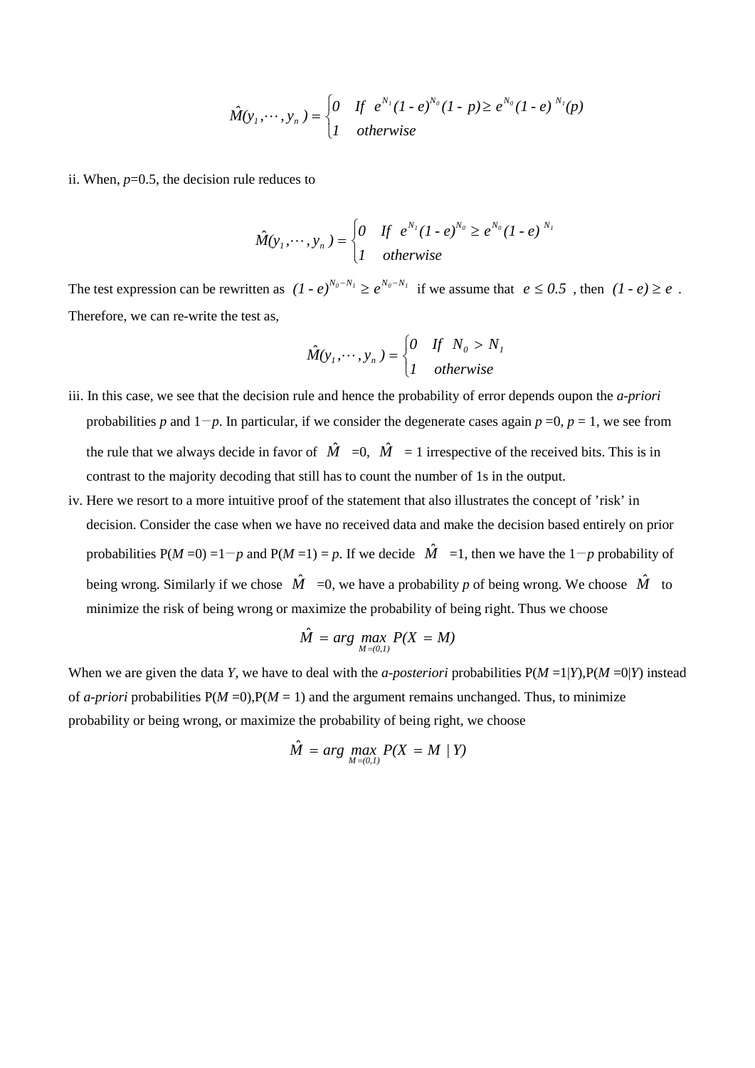$$\hat{M}(y_1,\cdots,y_n) = \begin{cases} 0 & \text{If } \; e^{N_1}(1-e)^{N_0}(1-p) \geq e^{N_0}(1-e)^{N_1}(p) \\ 1 & \text{otherwise} \end{cases}$$

ii. When, $p$=0.5, the decision rule reduces to

$$\hat{M}(y_1,\cdots,y_n) = \begin{cases} 0 & \text{If } \; e^{N_1}(1-e)^{N_0} \geq e^{N_0}(1-e)^{N_1} \\ 1 & \text{otherwise} \end{cases}$$

The test expression can be rewritten as $(1-e)^{N_0-N_1} \geq e^{N_0-N_1}$ if we assume that $e \leq 0.5$, then $(1-e) \geq e$. Therefore, we can re-write the test as,

$$\hat{M}(y_1,\cdots,y_n) = \begin{cases} 0 & \text{If } \; N_0 > N_1 \\ 1 & \text{otherwise} \end{cases}$$

iii. In this case, we see that the decision rule and hence the probability of error depends oupon the *a-priori* probabilities $p$ and $1-p$. In particular, if we consider the degenerate cases again $p$ =0, $p$ = 1, we see from the rule that we always decide in favor of $\hat{M}$ =0, $\hat{M}$ = 1 irrespective of the received bits. This is in contrast to the majority decoding that still has to count the number of 1s in the output.

iv. Here we resort to a more intuitive proof of the statement that also illustrates the concept of 'risk' in decision. Consider the case when we have no received data and make the decision based entirely on prior probabilities P($M$ =0) =$1-p$ and P($M$ =1) = $p$. If we decide $\hat{M}$ =1, then we have the $1-p$ probability of being wrong. Similarly if we chose $\hat{M}$ =0, we have a probability $p$ of being wrong. We choose $\hat{M}$ to minimize the risk of being wrong or maximize the probability of being right. Thus we choose

$$\hat{M} = \arg\max_{M=(0,1)} P(X = M)$$

When we are given the data $Y$, we have to deal with the *a-posteriori* probabilities P($M$ =1|$Y$),P($M$ =0|$Y$) instead of *a-priori* probabilities P($M$ =0),P($M$ = 1) and the argument remains unchanged. Thus, to minimize probability or being wrong, or maximize the probability of being right, we choose

$$\hat{M} = \arg\max_{M=(0,1)} P(X = M \mid Y)$$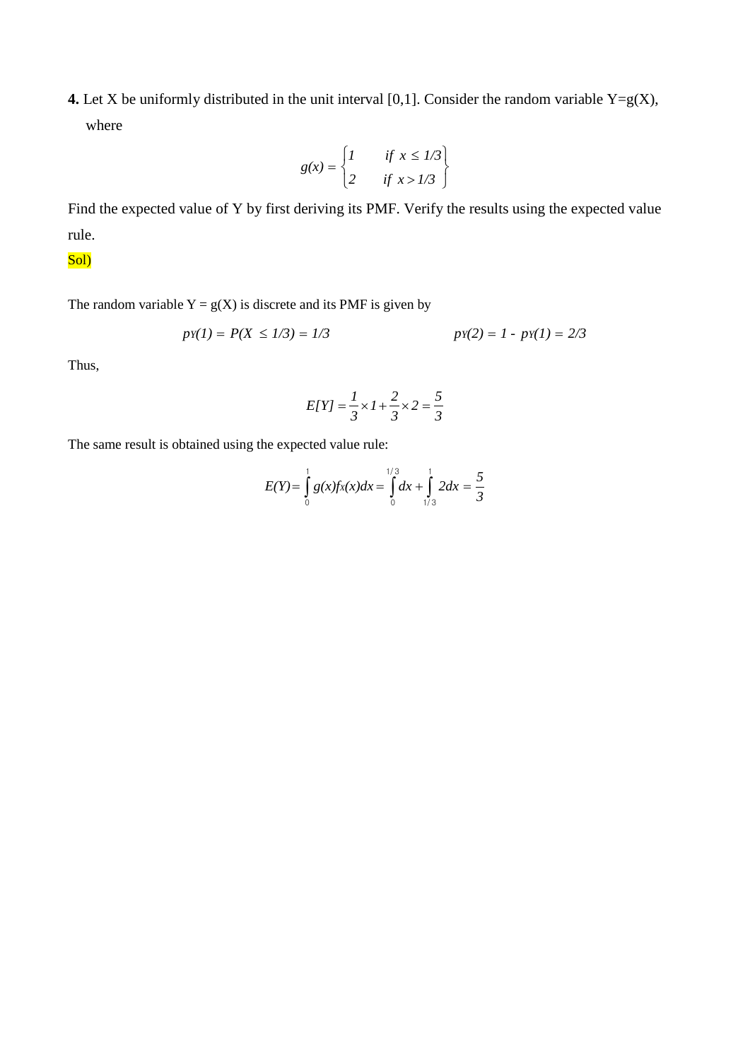**4.** Let X be uniformly distributed in the unit interval [0,1]. Consider the random variable Y=g(X), where

$$g(x) = \begin{cases} 1 & \text{if } x \le 1/3 \\ 2 & \text{if } x > 1/3 \end{cases}$$

Find the expected value of Y by first deriving its PMF. Verify the results using the expected value rule.

Sol)

The random variable Y = g(X) is discrete and its PMF is given by

$$p_Y(1) = P(X \le 1/3) = 1/3 \qquad\qquad p_Y(2) = 1 - p_Y(1) = 2/3$$

Thus,

$$E[Y] = \frac{1}{3} \times 1 + \frac{2}{3} \times 2 = \frac{5}{3}$$

The same result is obtained using the expected value rule:

$$E(Y) = \int_0^1 g(x) f_X(x) dx = \int_0^{1/3} dx + \int_{1/3}^1 2dx = \frac{5}{3}$$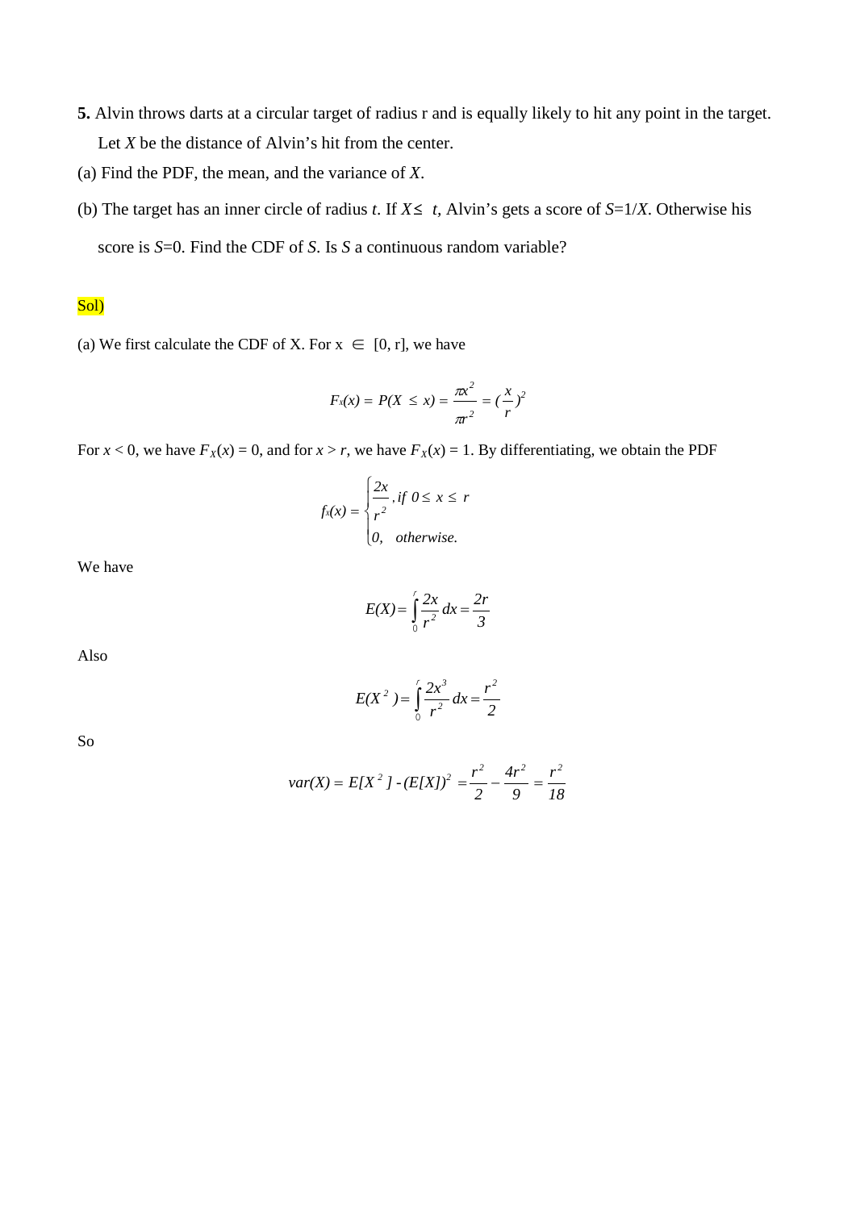**5.** Alvin throws darts at a circular target of radius r and is equally likely to hit any point in the target. Let $X$ be the distance of Alvin's hit from the center.

(a) Find the PDF, the mean, and the variance of $X$.

(b) The target has an inner circle of radius $t$. If $X \leq t$, Alvin's gets a score of $S=1/X$. Otherwise his score is $S=0$. Find the CDF of $S$. Is $S$ a continuous random variable?

Sol)

(a) We first calculate the CDF of X. For $x \in [0, r]$, we have

$$F_X(x) = P(X \leq x) = \frac{\pi x^2}{\pi r^2} = (\frac{x}{r})^2$$

For $x < 0$, we have $F_X(x) = 0$, and for $x > r$, we have $F_X(x) = 1$. By differentiating, we obtain the PDF

$$f_X(x) = \begin{cases} \frac{2x}{r^2}, if \ 0 \leq x \leq r \\ 0, \quad otherwise. \end{cases}$$

We have

$$E(X) = \int_0^r \frac{2x}{r^2} dx = \frac{2r}{3}$$

Also

$$E(X^2) = \int_0^r \frac{2x^3}{r^2} dx = \frac{r^2}{2}$$

So

$$var(X) = E[X^2] - (E[X])^2 = \frac{r^2}{2} - \frac{4r^2}{9} = \frac{r^2}{18}$$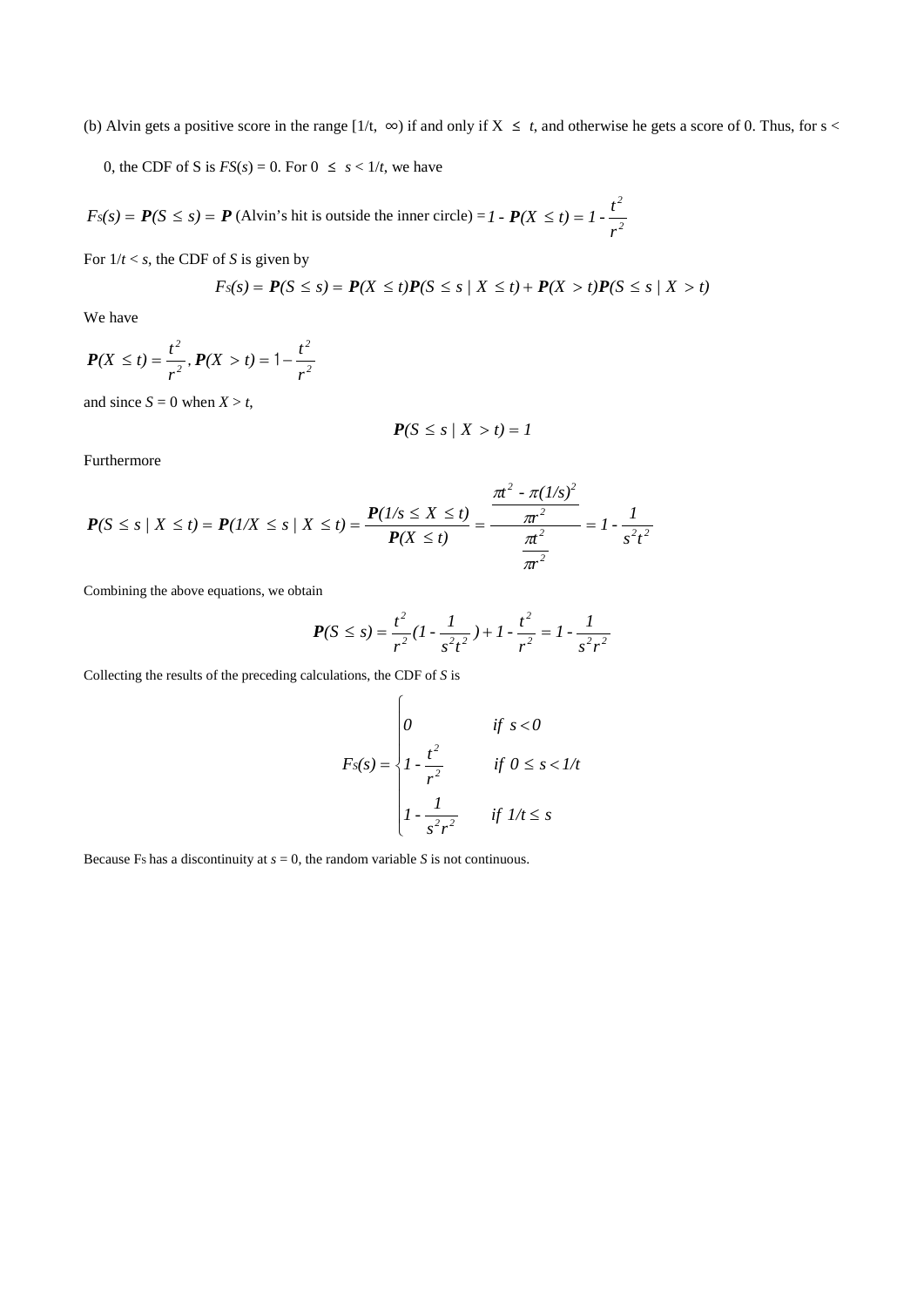(b) Alvin gets a positive score in the range $[1/t, \infty)$ if and only if $X \leq t$, and otherwise he gets a score of 0. Thus, for $s < 0$, the CDF of S is $F_S(s) = 0$. For $0 \leq s < 1/t$, we have

$$F_S(s) = \mathbf{P}(S \leq s) = \mathbf{P}\text{ (Alvin's hit is outside the inner circle)} = 1 - \mathbf{P}(X \leq t) = 1 - \frac{t^2}{r^2}$$

For $1/t < s$, the CDF of $S$ is given by

$$F_S(s) = \mathbf{P}(S \leq s) = \mathbf{P}(X \leq t)\mathbf{P}(S \leq s \mid X \leq t) + \mathbf{P}(X > t)\mathbf{P}(S \leq s \mid X > t)$$

We have

$$\mathbf{P}(X \leq t) = \frac{t^2}{r^2}, \mathbf{P}(X > t) = 1 - \frac{t^2}{r^2}$$

and since $S = 0$ when $X > t$,

$$\mathbf{P}(S \leq s \mid X > t) = 1$$

Furthermore

$$\mathbf{P}(S \leq s \mid X \leq t) = \mathbf{P}(1/X \leq s \mid X \leq t) = \frac{\mathbf{P}(1/s \leq X \leq t)}{\mathbf{P}(X \leq t)} = \frac{\dfrac{\pi t^2 - \pi(1/s)^2}{\pi r^2}}{\dfrac{\pi t^2}{\pi r^2}} = 1 - \frac{1}{s^2 t^2}$$

Combining the above equations, we obtain

$$\mathbf{P}(S \leq s) = \frac{t^2}{r^2}\left(1 - \frac{1}{s^2 t^2}\right) + 1 - \frac{t^2}{r^2} = 1 - \frac{1}{s^2 r^2}$$

Collecting the results of the preceding calculations, the CDF of $S$ is

$$F_S(s) = \begin{cases} 0 & \text{if } s < 0 \\ 1 - \dfrac{t^2}{r^2} & \text{if } 0 \leq s < 1/t \\ 1 - \dfrac{1}{s^2 r^2} & \text{if } 1/t \leq s \end{cases}$$

Because $F_S$ has a discontinuity at $s = 0$, the random variable $S$ is not continuous.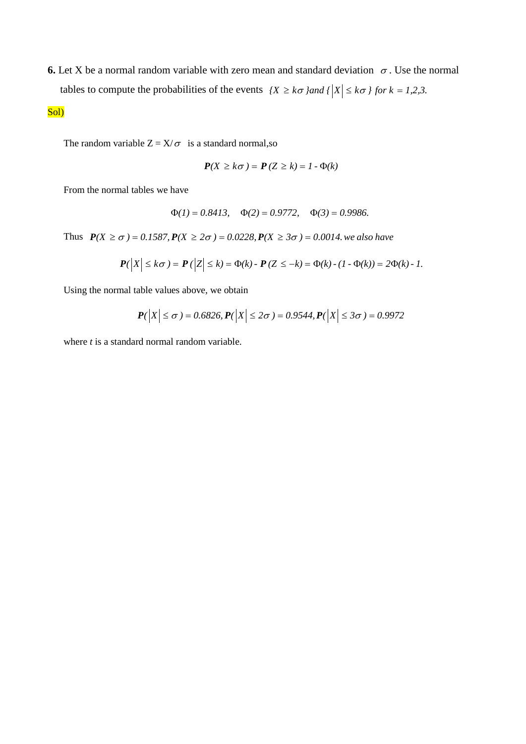**6.** Let X be a normal random variable with zero mean and standard deviation $\sigma$. Use the normal tables to compute the probabilities of the events $\{X \geq k\sigma\}$ and $\{|X| \leq k\sigma\}$ for $k = 1,2,3.$

Sol)

The random variable $Z = X/\sigma$ is a standard normal,so

$$\mathbf{P}(X \geq k\sigma) = \mathbf{P}(Z \geq k) = 1 - \Phi(k)$$

From the normal tables we have

$$\Phi(1) = 0.8413, \quad \Phi(2) = 0.9772, \quad \Phi(3) = 0.9986.$$

Thus $\mathbf{P}(X \geq \sigma) = 0.1587, \mathbf{P}(X \geq 2\sigma) = 0.0228, \mathbf{P}(X \geq 3\sigma) = 0.0014.$ *we also have*

$$\mathbf{P}(|X| \leq k\sigma) = \mathbf{P}(|Z| \leq k) = \Phi(k) - \mathbf{P}(Z \leq -k) = \Phi(k) - (1 - \Phi(k)) = 2\Phi(k) - 1.$$

Using the normal table values above, we obtain

$$\mathbf{P}(|X| \leq \sigma) = 0.6826, \mathbf{P}(|X| \leq 2\sigma) = 0.9544, \mathbf{P}(|X| \leq 3\sigma) = 0.9972$$

where $t$ is a standard normal random variable.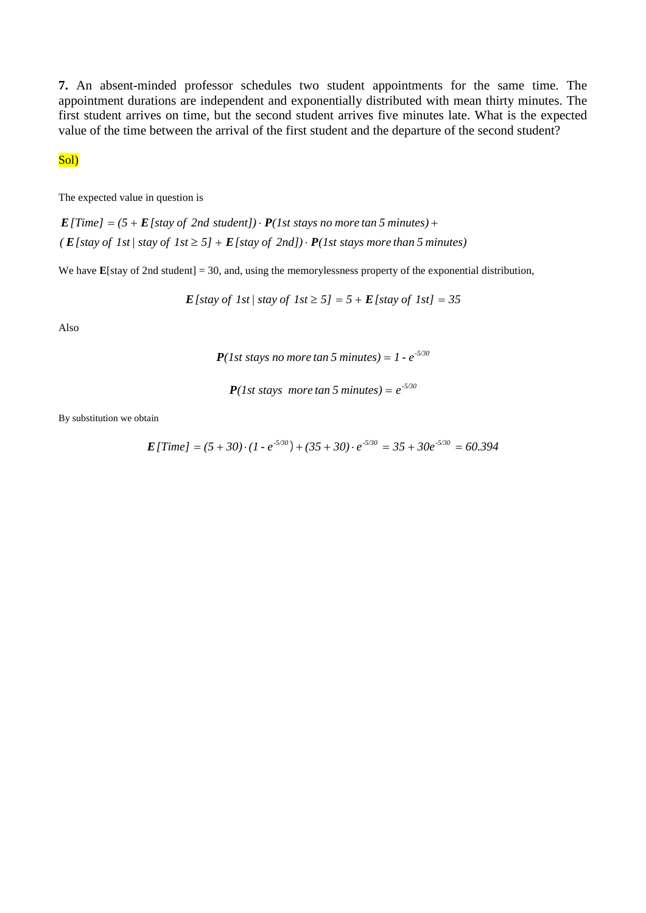**7.** An absent-minded professor schedules two student appointments for the same time. The appointment durations are independent and exponentially distributed with mean thirty minutes. The first student arrives on time, but the second student arrives five minutes late. What is the expected value of the time between the arrival of the first student and the departure of the second student?

Sol)

The expected value in question is

$$\boldsymbol{E}\,[Time] = (5 + \boldsymbol{E}\,[stay\ of\ 2nd\ student]) \cdot \boldsymbol{P}(1st\ stays\ no\ more\ tan\ 5\ minutes) +$$
$$(\boldsymbol{E}\,[stay\ of\ 1st \,|\, stay\ of\ 1st \geq 5] + \boldsymbol{E}\,[stay\ of\ 2nd]) \cdot \boldsymbol{P}(1st\ stays\ more\ than\ 5\ minutes)$$

We have **E**[stay of 2nd student] = 30, and, using the memorylessness property of the exponential distribution,

$$\boldsymbol{E}\,[stay\ of\ 1st \,|\, stay\ of\ 1st \geq 5] = 5 + \boldsymbol{E}\,[stay\ of\ 1st] = 35$$

Also

$$\boldsymbol{P}(1st\ stays\ no\ more\ tan\ 5\ minutes) = 1 - e^{-5/30}$$

$$\boldsymbol{P}(1st\ stays\ more\ tan\ 5\ minutes) = e^{-5/30}$$

By substitution we obtain

$$\boldsymbol{E}\,[Time] = (5 + 30) \cdot (1 - e^{-5/30}) + (35 + 30) \cdot e^{-5/30} = 35 + 30e^{-5/30} = 60.394$$